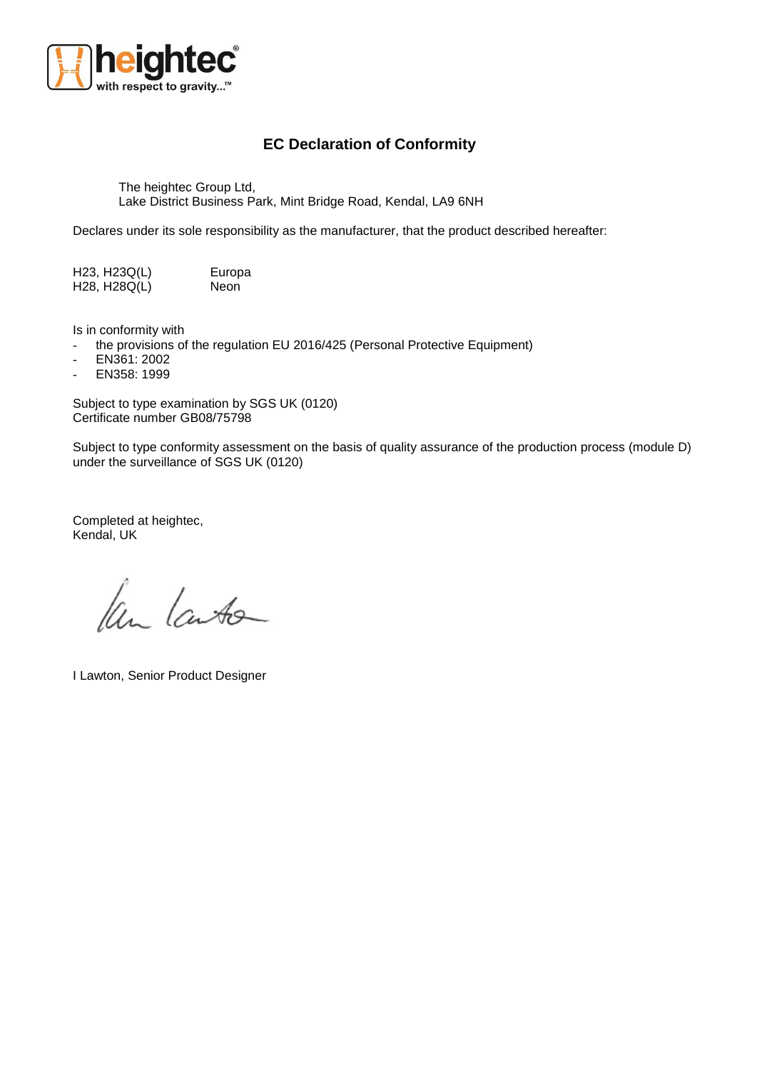## EC Declaration of Conformity

The heightec Group Ltd,
Lake District Business Park, Mint Bridge Road, Kendal, LA9 6NH

Declares under its sole responsibility as the manufacturer, that the product described hereafter:

| | |
|---|---|
| H23, H23Q(L) | Europa |
| H28, H28Q(L) | Neon |

Is in conformity with

- the provisions of the regulation EU 2016/425 (Personal Protective Equipment)
- EN361: 2002
- EN358: 1999

Subject to type examination by SGS UK (0120)
Certificate number GB08/75798

Subject to type conformity assessment on the basis of quality assurance of the production process (module D) under the surveillance of SGS UK (0120)

Completed at heightec,
Kendal, UK

I Lawton, Senior Product Designer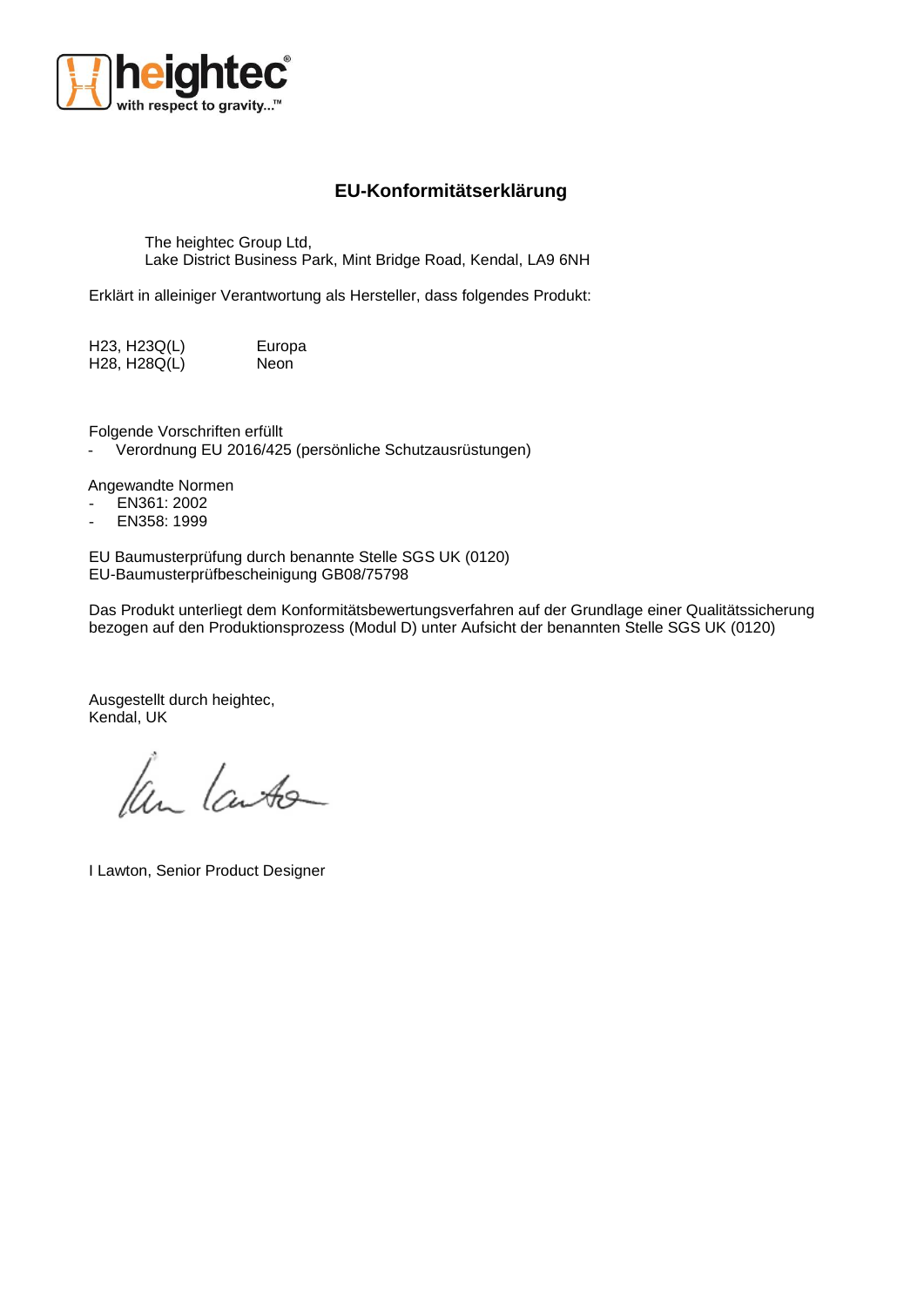# EU-Konformitätserklärung

The heightec Group Ltd,
Lake District Business Park, Mint Bridge Road, Kendal, LA9 6NH

Erklärt in alleiniger Verantwortung als Hersteller, dass folgendes Produkt:

| | |
|---|---|
| H23, H23Q(L) | Europa |
| H28, H28Q(L) | Neon |

Folgende Vorschriften erfüllt

- Verordnung EU 2016/425 (persönliche Schutzausrüstungen)

Angewandte Normen

- EN361: 2002
- EN358: 1999

EU Baumusterprüfung durch benannte Stelle SGS UK (0120)
EU-Baumusterprüfbescheinigung GB08/75798

Das Produkt unterliegt dem Konformitätsbewertungsverfahren auf der Grundlage einer Qualitätssicherung bezogen auf den Produktionsprozess (Modul D) unter Aufsicht der benannten Stelle SGS UK (0120)

Ausgestellt durch heightec,
Kendal, UK

I Lawton, Senior Product Designer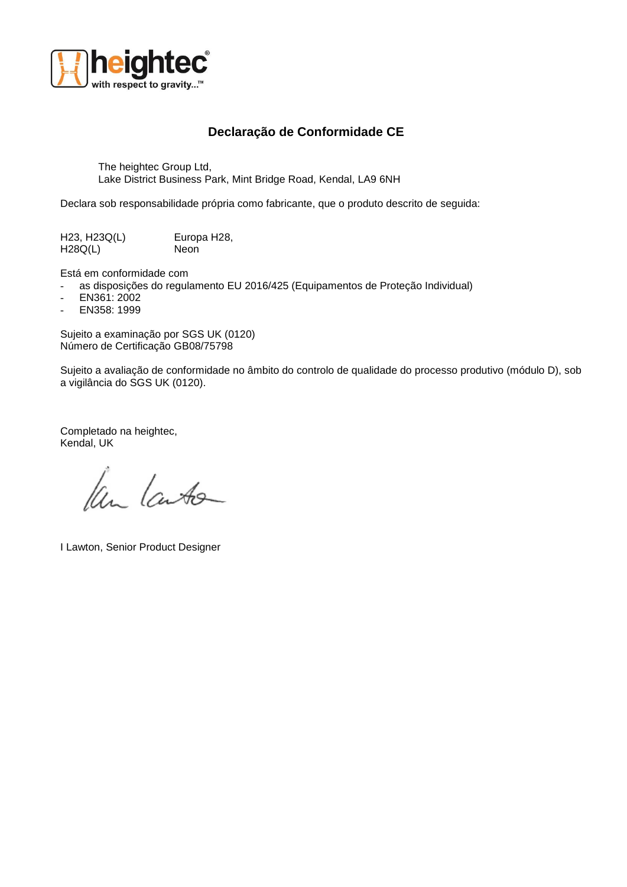# Declaração de Conformidade CE

The heightec Group Ltd,
Lake District Business Park, Mint Bridge Road, Kendal, LA9 6NH

Declara sob responsabilidade própria como fabricante, que o produto descrito de seguida:

| | |
|---|---|
| H23, H23Q(L) | Europa H28, |
| H28Q(L) | Neon |

Está em conformidade com

- as disposições do regulamento EU 2016/425 (Equipamentos de Proteção Individual)
- EN361: 2002
- EN358: 1999

Sujeito a examinação por SGS UK (0120)
Número de Certificação GB08/75798

Sujeito a avaliação de conformidade no âmbito do controlo de qualidade do processo produtivo (módulo D), sob a vigilância do SGS UK (0120).

Completado na heightec,
Kendal, UK

I Lawton, Senior Product Designer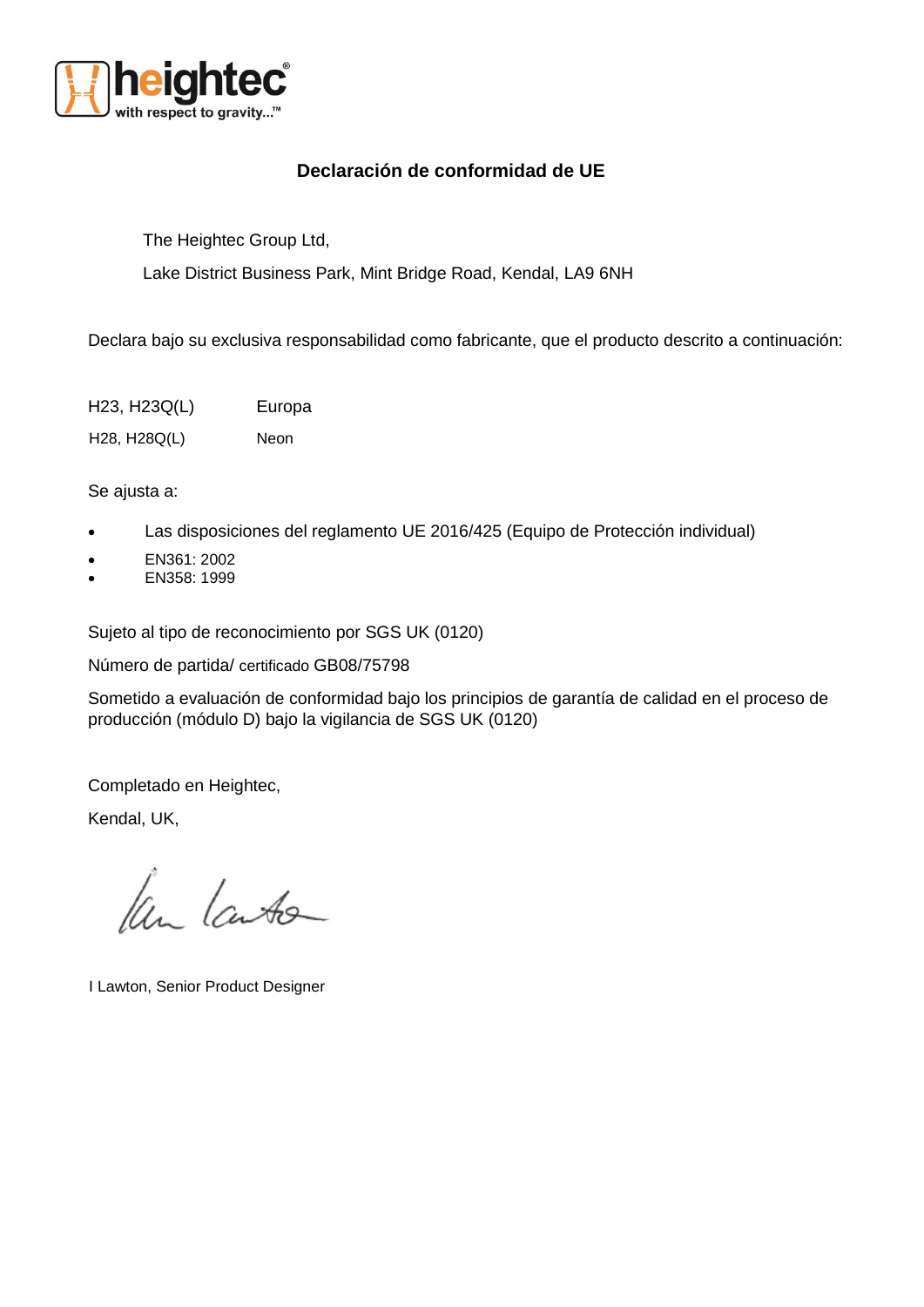## Declaración de conformidad de UE

The Heightec Group Ltd,

Lake District Business Park, Mint Bridge Road, Kendal, LA9 6NH

Declara bajo su exclusiva responsabilidad como fabricante, que el producto descrito a continuación:

| | |
|---|---|
| H23, H23Q(L) | Europa |
| H28, H28Q(L) | Neon |

Se ajusta a:

- Las disposiciones del reglamento UE 2016/425 (Equipo de Protección individual)
- EN361: 2002
- EN358: 1999

Sujeto al tipo de reconocimiento por SGS UK (0120)

Número de partida/ certificado GB08/75798

Sometido a evaluación de conformidad bajo los principios de garantía de calidad en el proceso de producción (módulo D) bajo la vigilancia de SGS UK (0120)

Completado en Heightec,

Kendal, UK,

I Lawton, Senior Product Designer